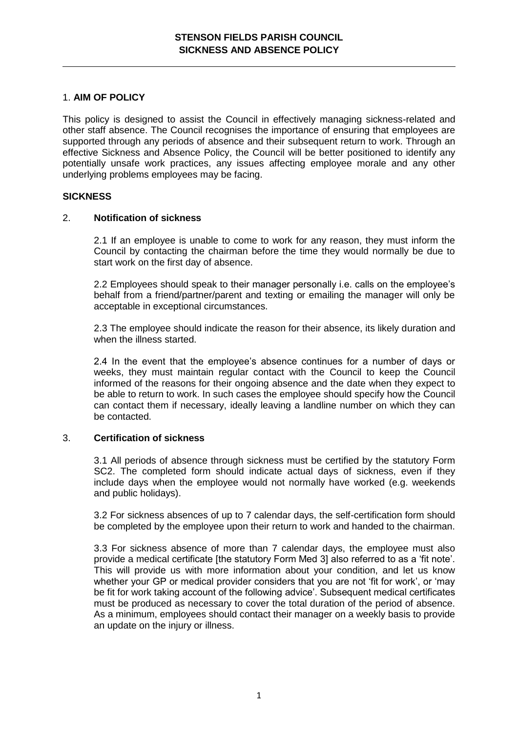# STENSON FIELDS PARISH COUNCIL
# SICKNESS AND ABSENCE POLICY

## 1. AIM OF POLICY

This policy is designed to assist the Council in effectively managing sickness-related and other staff absence. The Council recognises the importance of ensuring that employees are supported through any periods of absence and their subsequent return to work. Through an effective Sickness and Absence Policy, the Council will be better positioned to identify any potentially unsafe work practices, any issues affecting employee morale and any other underlying problems employees may be facing.

## SICKNESS

### 2. Notification of sickness

2.1 If an employee is unable to come to work for any reason, they must inform the Council by contacting the chairman before the time they would normally be due to start work on the first day of absence.

2.2 Employees should speak to their manager personally i.e. calls on the employee's behalf from a friend/partner/parent and texting or emailing the manager will only be acceptable in exceptional circumstances.

2.3 The employee should indicate the reason for their absence, its likely duration and when the illness started.

2.4 In the event that the employee's absence continues for a number of days or weeks, they must maintain regular contact with the Council to keep the Council informed of the reasons for their ongoing absence and the date when they expect to be able to return to work. In such cases the employee should specify how the Council can contact them if necessary, ideally leaving a landline number on which they can be contacted.

### 3. Certification of sickness

3.1 All periods of absence through sickness must be certified by the statutory Form SC2. The completed form should indicate actual days of sickness, even if they include days when the employee would not normally have worked (e.g. weekends and public holidays).

3.2 For sickness absences of up to 7 calendar days, the self-certification form should be completed by the employee upon their return to work and handed to the chairman.

3.3 For sickness absence of more than 7 calendar days, the employee must also provide a medical certificate [the statutory Form Med 3] also referred to as a 'fit note'. This will provide us with more information about your condition, and let us know whether your GP or medical provider considers that you are not 'fit for work', or 'may be fit for work taking account of the following advice'. Subsequent medical certificates must be produced as necessary to cover the total duration of the period of absence. As a minimum, employees should contact their manager on a weekly basis to provide an update on the injury or illness.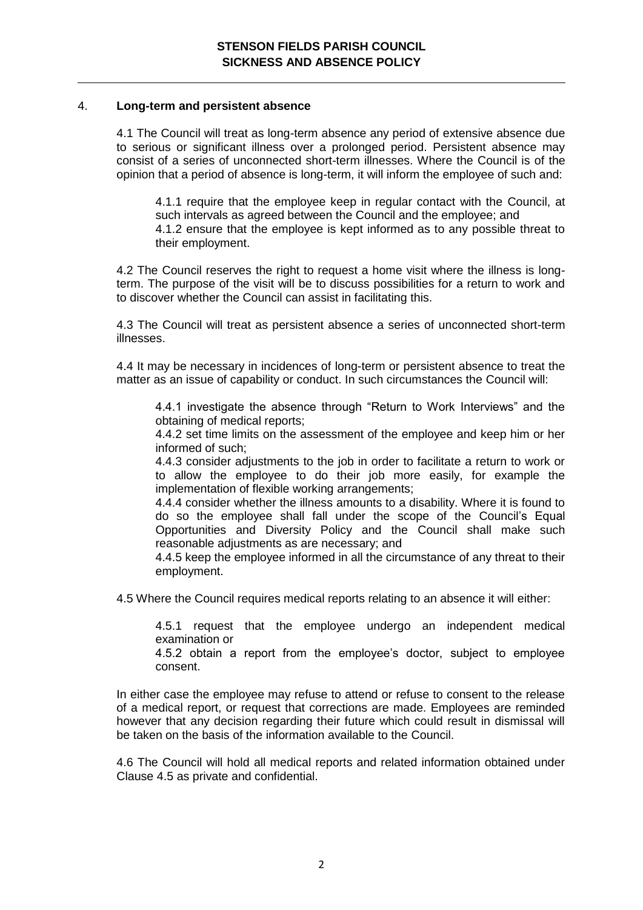## 4. **Long-term and persistent absence**

4.1 The Council will treat as long-term absence any period of extensive absence due to serious or significant illness over a prolonged period. Persistent absence may consist of a series of unconnected short-term illnesses. Where the Council is of the opinion that a period of absence is long-term, it will inform the employee of such and:

4.1.1 require that the employee keep in regular contact with the Council, at such intervals as agreed between the Council and the employee; and
4.1.2 ensure that the employee is kept informed as to any possible threat to their employment.

4.2 The Council reserves the right to request a home visit where the illness is long-term. The purpose of the visit will be to discuss possibilities for a return to work and to discover whether the Council can assist in facilitating this.

4.3 The Council will treat as persistent absence a series of unconnected short-term illnesses.

4.4 It may be necessary in incidences of long-term or persistent absence to treat the matter as an issue of capability or conduct. In such circumstances the Council will:

4.4.1 investigate the absence through “Return to Work Interviews” and the obtaining of medical reports;
4.4.2 set time limits on the assessment of the employee and keep him or her informed of such;
4.4.3 consider adjustments to the job in order to facilitate a return to work or to allow the employee to do their job more easily, for example the implementation of flexible working arrangements;
4.4.4 consider whether the illness amounts to a disability. Where it is found to do so the employee shall fall under the scope of the Council’s Equal Opportunities and Diversity Policy and the Council shall make such reasonable adjustments as are necessary; and
4.4.5 keep the employee informed in all the circumstance of any threat to their employment.

4.5 Where the Council requires medical reports relating to an absence it will either:

4.5.1 request that the employee undergo an independent medical examination or
4.5.2 obtain a report from the employee’s doctor, subject to employee consent.

In either case the employee may refuse to attend or refuse to consent to the release of a medical report, or request that corrections are made. Employees are reminded however that any decision regarding their future which could result in dismissal will be taken on the basis of the information available to the Council.

4.6 The Council will hold all medical reports and related information obtained under Clause 4.5 as private and confidential.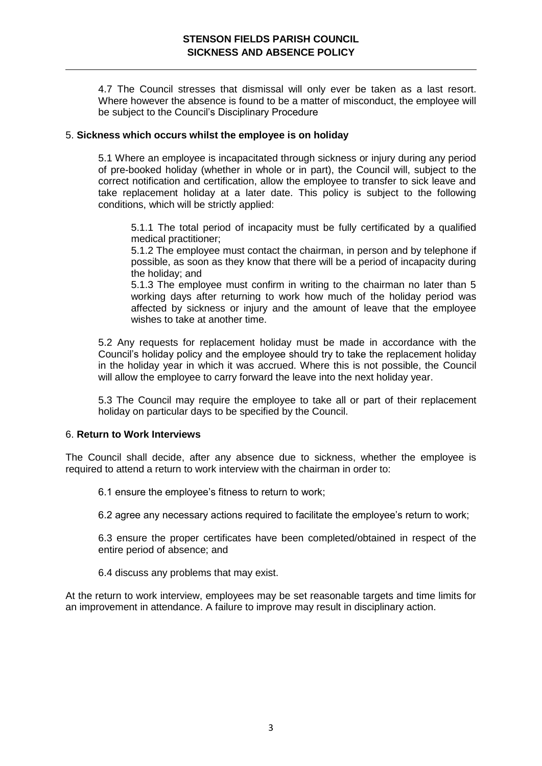4.7 The Council stresses that dismissal will only ever be taken as a last resort. Where however the absence is found to be a matter of misconduct, the employee will be subject to the Council's Disciplinary Procedure

## 5. **Sickness which occurs whilst the employee is on holiday**

5.1 Where an employee is incapacitated through sickness or injury during any period of pre-booked holiday (whether in whole or in part), the Council will, subject to the correct notification and certification, allow the employee to transfer to sick leave and take replacement holiday at a later date. This policy is subject to the following conditions, which will be strictly applied:

5.1.1 The total period of incapacity must be fully certificated by a qualified medical practitioner;

5.1.2 The employee must contact the chairman, in person and by telephone if possible, as soon as they know that there will be a period of incapacity during the holiday; and

5.1.3 The employee must confirm in writing to the chairman no later than 5 working days after returning to work how much of the holiday period was affected by sickness or injury and the amount of leave that the employee wishes to take at another time.

5.2 Any requests for replacement holiday must be made in accordance with the Council's holiday policy and the employee should try to take the replacement holiday in the holiday year in which it was accrued. Where this is not possible, the Council will allow the employee to carry forward the leave into the next holiday year.

5.3 The Council may require the employee to take all or part of their replacement holiday on particular days to be specified by the Council.

## 6. **Return to Work Interviews**

The Council shall decide, after any absence due to sickness, whether the employee is required to attend a return to work interview with the chairman in order to:

6.1 ensure the employee's fitness to return to work;

6.2 agree any necessary actions required to facilitate the employee's return to work;

6.3 ensure the proper certificates have been completed/obtained in respect of the entire period of absence; and

6.4 discuss any problems that may exist.

At the return to work interview, employees may be set reasonable targets and time limits for an improvement in attendance. A failure to improve may result in disciplinary action.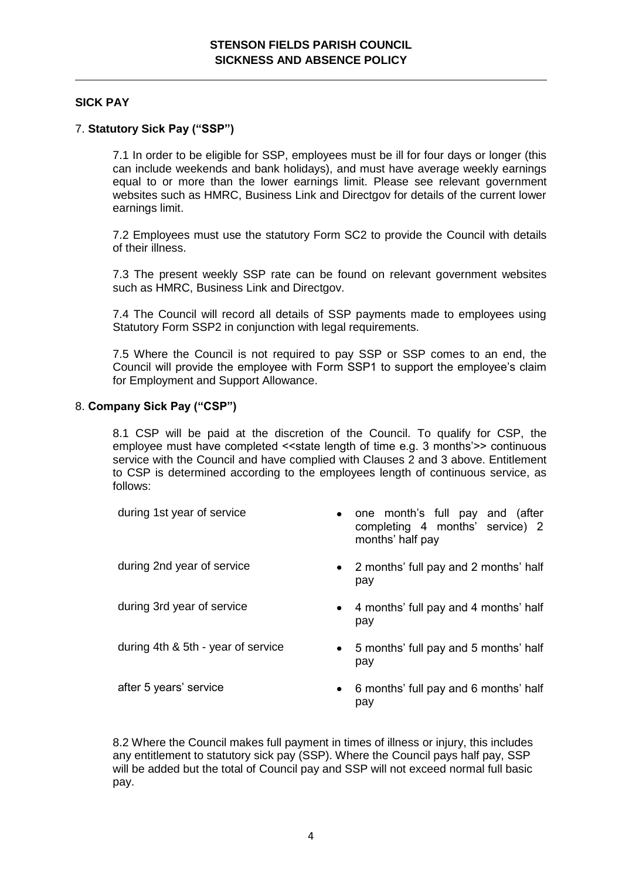## SICK PAY

### 7. **Statutory Sick Pay ("SSP")**

7.1 In order to be eligible for SSP, employees must be ill for four days or longer (this can include weekends and bank holidays), and must have average weekly earnings equal to or more than the lower earnings limit. Please see relevant government websites such as HMRC, Business Link and Directgov for details of the current lower earnings limit.

7.2 Employees must use the statutory Form SC2 to provide the Council with details of their illness.

7.3 The present weekly SSP rate can be found on relevant government websites such as HMRC, Business Link and Directgov.

7.4 The Council will record all details of SSP payments made to employees using Statutory Form SSP2 in conjunction with legal requirements.

7.5 Where the Council is not required to pay SSP or SSP comes to an end, the Council will provide the employee with Form SSP1 to support the employee's claim for Employment and Support Allowance.

### 8. **Company Sick Pay ("CSP")**

8.1 CSP will be paid at the discretion of the Council. To qualify for CSP, the employee must have completed <<state length of time e.g. 3 months'>> continuous service with the Council and have complied with Clauses 2 and 3 above. Entitlement to CSP is determined according to the employees length of continuous service, as follows:

| | |
|---|---|
| during 1st year of service | • one month's full pay and (after completing 4 months' service) 2 months' half pay |
| during 2nd year of service | • 2 months' full pay and 2 months' half pay |
| during 3rd year of service | • 4 months' full pay and 4 months' half pay |
| during 4th & 5th - year of service | • 5 months' full pay and 5 months' half pay |
| after 5 years' service | • 6 months' full pay and 6 months' half pay |

8.2 Where the Council makes full payment in times of illness or injury, this includes any entitlement to statutory sick pay (SSP). Where the Council pays half pay, SSP will be added but the total of Council pay and SSP will not exceed normal full basic pay.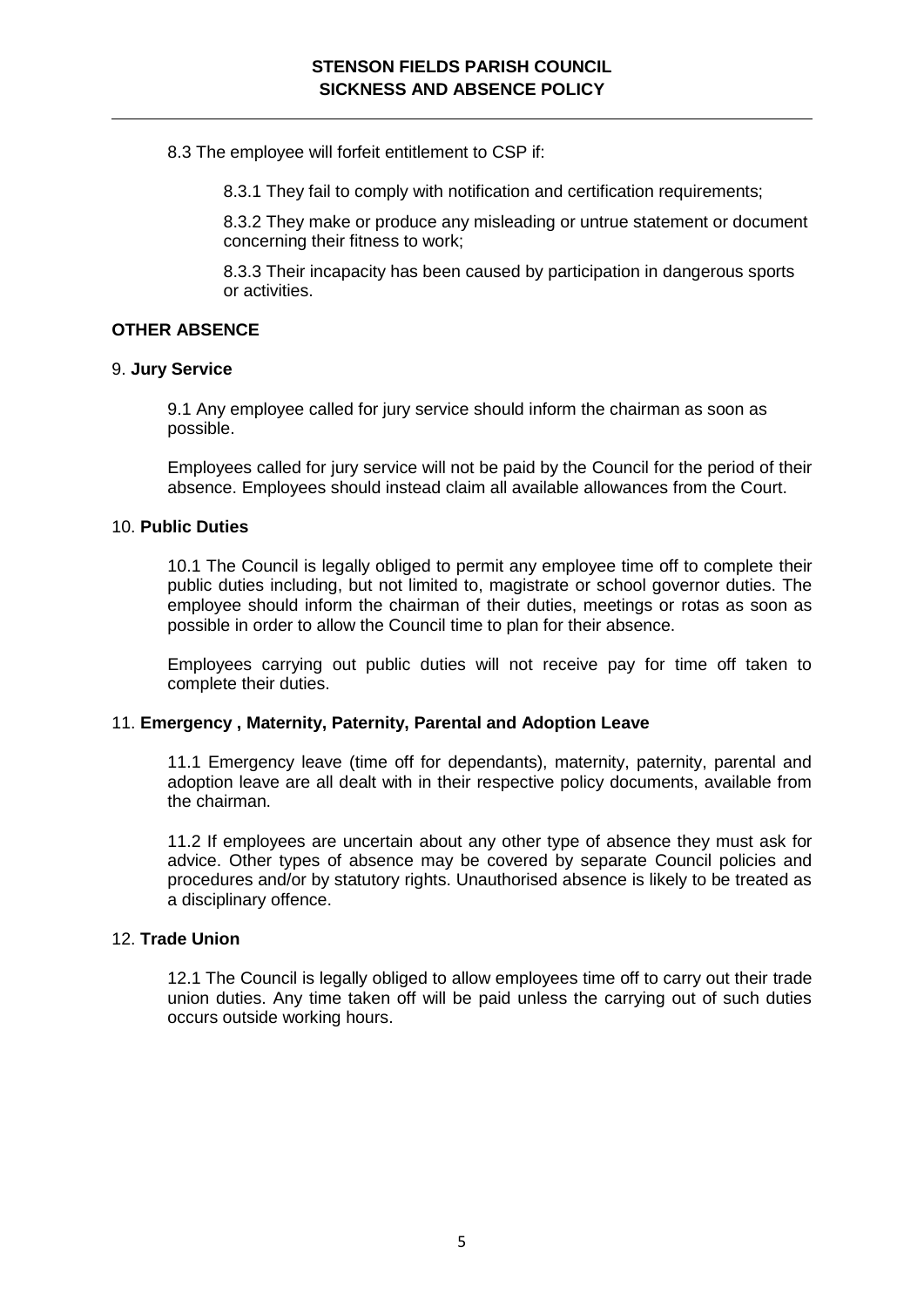8.3 The employee will forfeit entitlement to CSP if:

8.3.1 They fail to comply with notification and certification requirements;

8.3.2 They make or produce any misleading or untrue statement or document concerning their fitness to work;

8.3.3 Their incapacity has been caused by participation in dangerous sports or activities.

## OTHER ABSENCE

### 9. Jury Service

9.1 Any employee called for jury service should inform the chairman as soon as possible.

Employees called for jury service will not be paid by the Council for the period of their absence. Employees should instead claim all available allowances from the Court.

### 10. Public Duties

10.1 The Council is legally obliged to permit any employee time off to complete their public duties including, but not limited to, magistrate or school governor duties. The employee should inform the chairman of their duties, meetings or rotas as soon as possible in order to allow the Council time to plan for their absence.

Employees carrying out public duties will not receive pay for time off taken to complete their duties.

### 11. Emergency , Maternity, Paternity, Parental and Adoption Leave

11.1 Emergency leave (time off for dependants), maternity, paternity, parental and adoption leave are all dealt with in their respective policy documents, available from the chairman.

11.2 If employees are uncertain about any other type of absence they must ask for advice. Other types of absence may be covered by separate Council policies and procedures and/or by statutory rights. Unauthorised absence is likely to be treated as a disciplinary offence.

### 12. Trade Union

12.1 The Council is legally obliged to allow employees time off to carry out their trade union duties. Any time taken off will be paid unless the carrying out of such duties occurs outside working hours.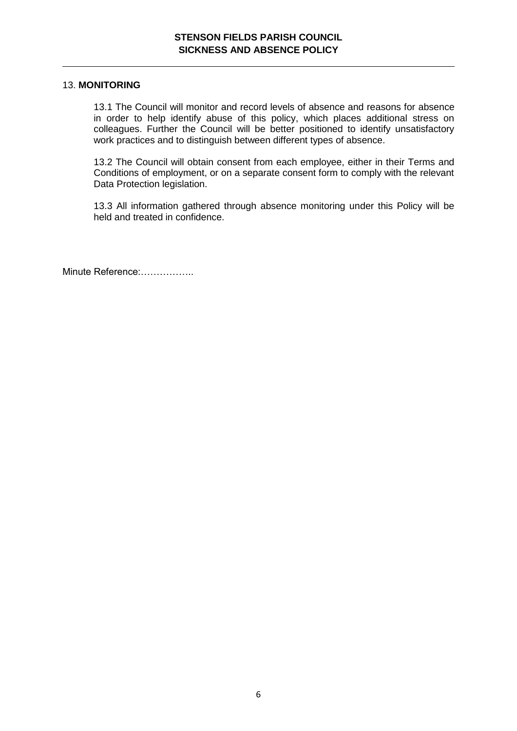## 13. **MONITORING**

13.1 The Council will monitor and record levels of absence and reasons for absence in order to help identify abuse of this policy, which places additional stress on colleagues. Further the Council will be better positioned to identify unsatisfactory work practices and to distinguish between different types of absence.

13.2 The Council will obtain consent from each employee, either in their Terms and Conditions of employment, or on a separate consent form to comply with the relevant Data Protection legislation.

13.3 All information gathered through absence monitoring under this Policy will be held and treated in confidence.

Minute Reference:……………..